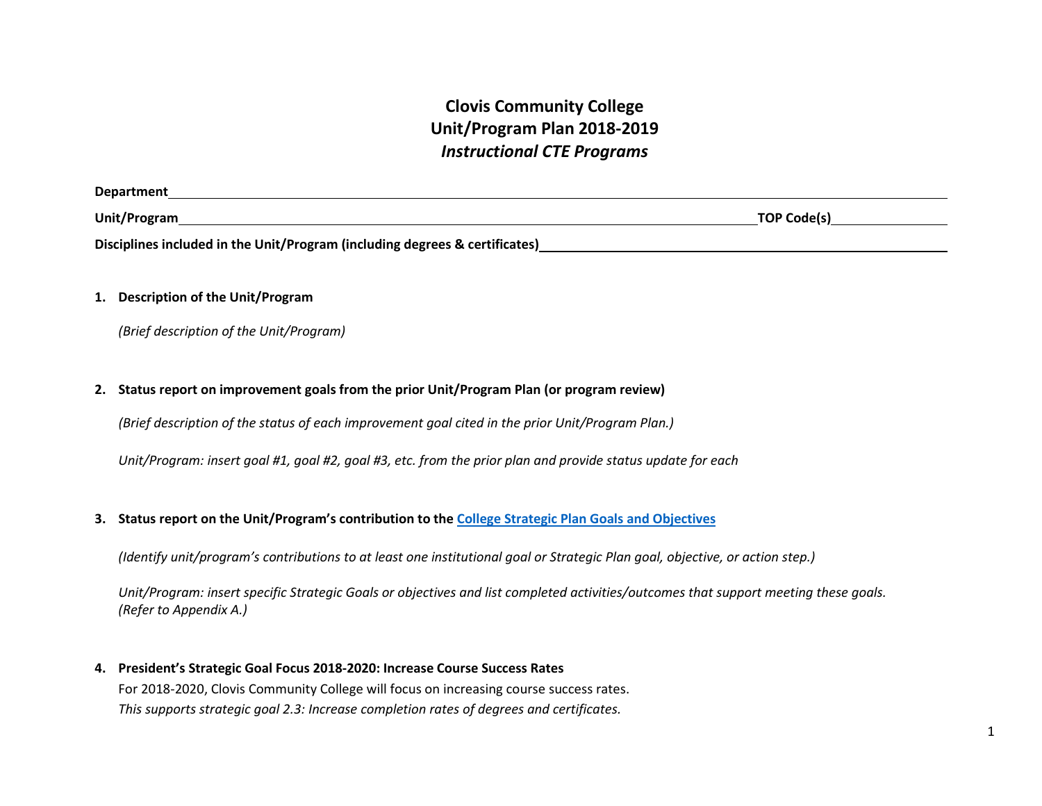# Clovis Community College
## Unit/Program Plan 2018-2019
### *Instructional CTE Programs*

**Department** ______________________________________________

**Unit/Program** ______________________________________ **TOP Code(s)** ______________

**Disciplines included in the Unit/Program (including degrees & certificates)** ______________________________

1. **Description of the Unit/Program**

   *(Brief description of the Unit/Program)*

2. **Status report on improvement goals from the prior Unit/Program Plan (or program review)**

   *(Brief description of the status of each improvement goal cited in the prior Unit/Program Plan.)*

   *Unit/Program: insert goal #1, goal #2, goal #3, etc. from the prior plan and provide status update for each*

3. **Status report on the Unit/Program's contribution to the College Strategic Plan Goals and Objectives**

   *(Identify unit/program's contributions to at least one institutional goal or Strategic Plan goal, objective, or action step.)*

   *Unit/Program: insert specific Strategic Goals or objectives and list completed activities/outcomes that support meeting these goals. (Refer to Appendix A.)*

4. **President's Strategic Goal Focus 2018-2020: Increase Course Success Rates**

   For 2018-2020, Clovis Community College will focus on increasing course success rates.
   *This supports strategic goal 2.3: Increase completion rates of degrees and certificates.*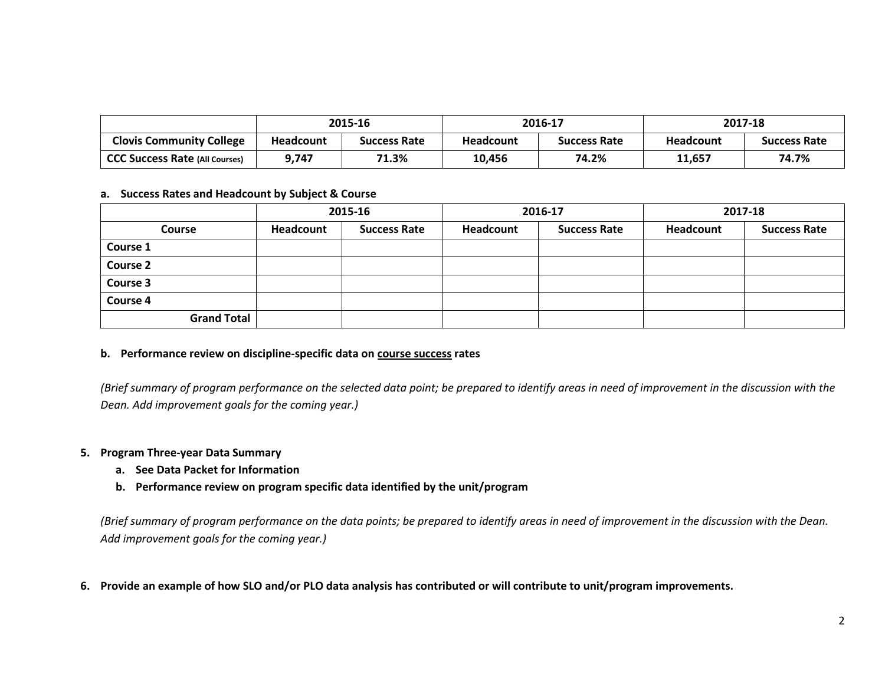| | 2015-16 | | 2016-17 | | 2017-18 | |
|---|---|---|---|---|---|---|
| **Clovis Community College** | **Headcount** | **Success Rate** | **Headcount** | **Success Rate** | **Headcount** | **Success Rate** |
| **CCC Success Rate (All Courses)** | **9,747** | **71.3%** | **10,456** | **74.2%** | **11,657** | **74.7%** |

**a. Success Rates and Headcount by Subject & Course**

| | 2015-16 | | 2016-17 | | 2017-18 | |
|---|---|---|---|---|---|---|
| **Course** | **Headcount** | **Success Rate** | **Headcount** | **Success Rate** | **Headcount** | **Success Rate** |
| **Course 1** | | | | | | |
| **Course 2** | | | | | | |
| **Course 3** | | | | | | |
| **Course 4** | | | | | | |
| **Grand Total** | | | | | | |

**b. Performance review on discipline-specific data on course success rates**

*(Brief summary of program performance on the selected data point; be prepared to identify areas in need of improvement in the discussion with the Dean. Add improvement goals for the coming year.)*

**5. Program Three-year Data Summary**

   **a. See Data Packet for Information**

   **b. Performance review on program specific data identified by the unit/program**

*(Brief summary of program performance on the data points; be prepared to identify areas in need of improvement in the discussion with the Dean. Add improvement goals for the coming year.)*

**6. Provide an example of how SLO and/or PLO data analysis has contributed or will contribute to unit/program improvements.**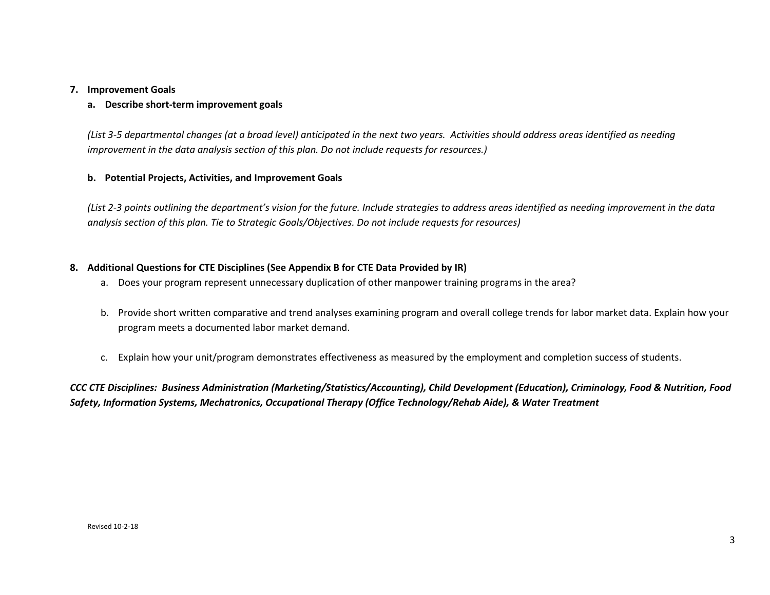7. **Improvement Goals**

   a. **Describe short-term improvement goals**

   *(List 3-5 departmental changes (at a broad level) anticipated in the next two years. Activities should address areas identified as needing improvement in the data analysis section of this plan. Do not include requests for resources.)*

   b. **Potential Projects, Activities, and Improvement Goals**

   *(List 2-3 points outlining the department's vision for the future. Include strategies to address areas identified as needing improvement in the data analysis section of this plan. Tie to Strategic Goals/Objectives. Do not include requests for resources)*

8. **Additional Questions for CTE Disciplines (See Appendix B for CTE Data Provided by IR)**

   a. Does your program represent unnecessary duplication of other manpower training programs in the area?

   b. Provide short written comparative and trend analyses examining program and overall college trends for labor market data. Explain how your program meets a documented labor market demand.

   c. Explain how your unit/program demonstrates effectiveness as measured by the employment and completion success of students.

***CCC CTE Disciplines: Business Administration (Marketing/Statistics/Accounting), Child Development (Education), Criminology, Food & Nutrition, Food Safety, Information Systems, Mechatronics, Occupational Therapy (Office Technology/Rehab Aide), & Water Treatment***

Revised 10-2-18